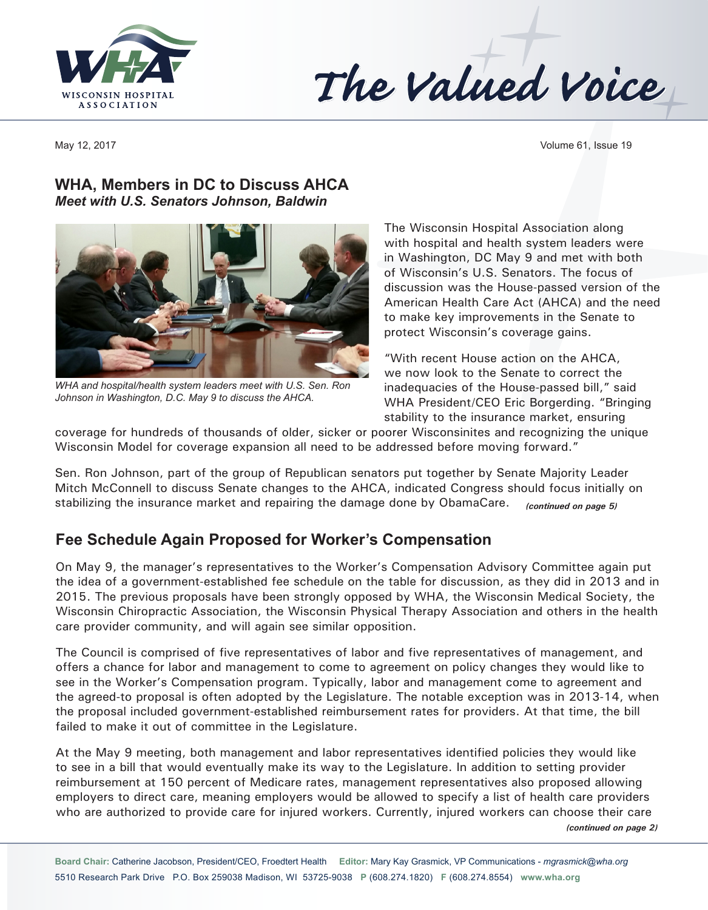# The Valued Voice

May 12, 2017 Volume 61, Issue 19

## WHA, Members in DC to Discuss AHCA

***Meet with U.S. Senators Johnson, Baldwin***

*WHA and hospital/health system leaders meet with U.S. Sen. Ron Johnson in Washington, D.C. May 9 to discuss the AHCA.*

The Wisconsin Hospital Association along with hospital and health system leaders were in Washington, DC May 9 and met with both of Wisconsin's U.S. Senators. The focus of discussion was the House-passed version of the American Health Care Act (AHCA) and the need to make key improvements in the Senate to protect Wisconsin's coverage gains.

"With recent House action on the AHCA, we now look to the Senate to correct the inadequacies of the House-passed bill," said WHA President/CEO Eric Borgerding. "Bringing stability to the insurance market, ensuring coverage for hundreds of thousands of older, sicker or poorer Wisconsinites and recognizing the unique Wisconsin Model for coverage expansion all need to be addressed before moving forward."

Sen. Ron Johnson, part of the group of Republican senators put together by Senate Majority Leader Mitch McConnell to discuss Senate changes to the AHCA, indicated Congress should focus initially on stabilizing the insurance market and repairing the damage done by ObamaCare. ***(continued on page 5)***

## Fee Schedule Again Proposed for Worker's Compensation

On May 9, the manager's representatives to the Worker's Compensation Advisory Committee again put the idea of a government-established fee schedule on the table for discussion, as they did in 2013 and in 2015. The previous proposals have been strongly opposed by WHA, the Wisconsin Medical Society, the Wisconsin Chiropractic Association, the Wisconsin Physical Therapy Association and others in the health care provider community, and will again see similar opposition.

The Council is comprised of five representatives of labor and five representatives of management, and offers a chance for labor and management to come to agreement on policy changes they would like to see in the Worker's Compensation program. Typically, labor and management come to agreement and the agreed-to proposal is often adopted by the Legislature. The notable exception was in 2013-14, when the proposal included government-established reimbursement rates for providers. At that time, the bill failed to make it out of committee in the Legislature.

At the May 9 meeting, both management and labor representatives identified policies they would like to see in a bill that would eventually make its way to the Legislature. In addition to setting provider reimbursement at 150 percent of Medicare rates, management representatives also proposed allowing employers to direct care, meaning employers would be allowed to specify a list of health care providers who are authorized to provide care for injured workers. Currently, injured workers can choose their care

***(continued on page 2)***

**Board Chair:** Catherine Jacobson, President/CEO, Froedtert Health **Editor:** Mary Kay Grasmick, VP Communications - *mgrasmick@wha.org*
5510 Research Park Drive P.O. Box 259038 Madison, WI 53725-9038 **P** (608.274.1820) **F** (608.274.8554) **www.wha.org**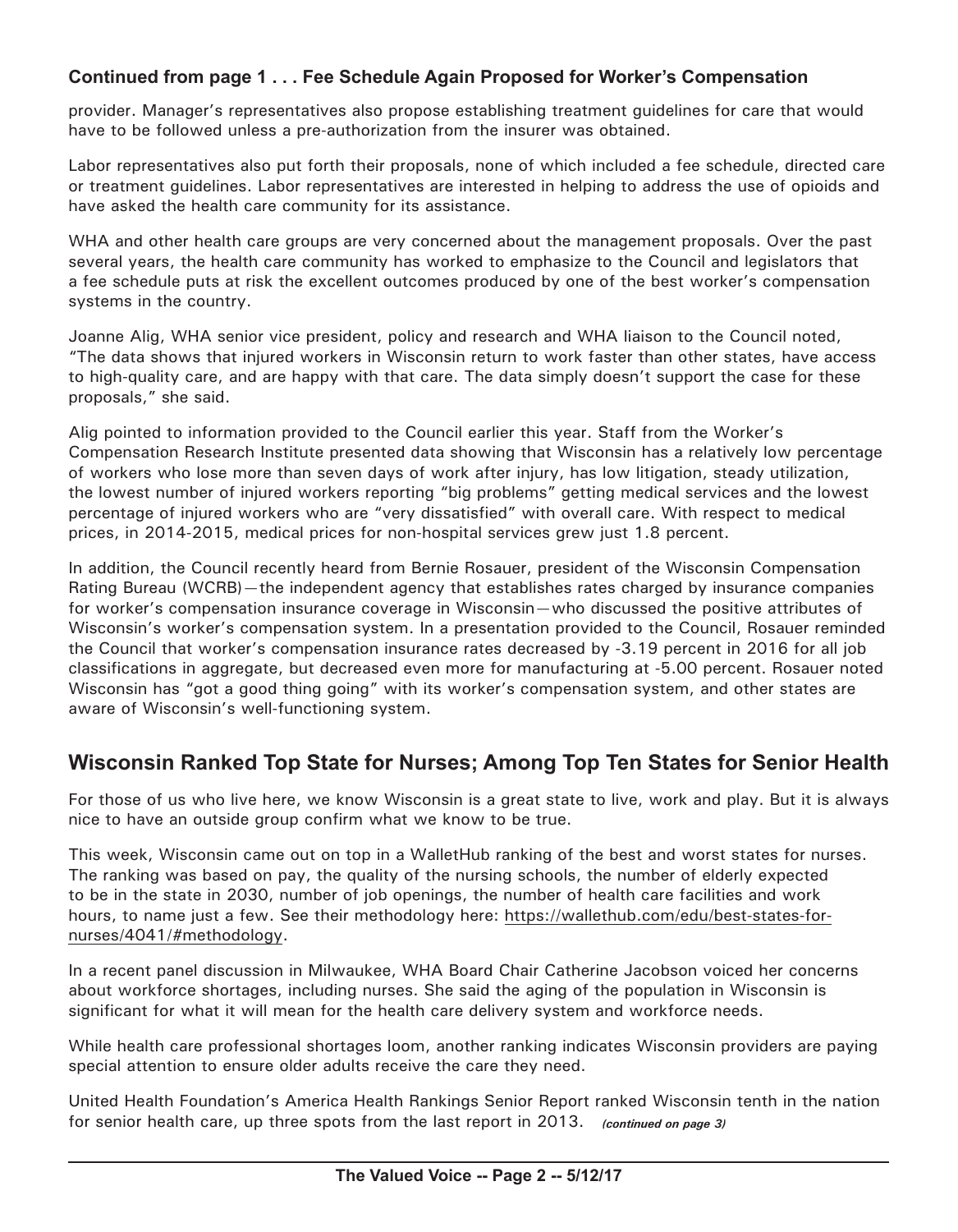### Continued from page 1 . . . Fee Schedule Again Proposed for Worker's Compensation

provider. Manager's representatives also propose establishing treatment guidelines for care that would have to be followed unless a pre-authorization from the insurer was obtained.

Labor representatives also put forth their proposals, none of which included a fee schedule, directed care or treatment guidelines. Labor representatives are interested in helping to address the use of opioids and have asked the health care community for its assistance.

WHA and other health care groups are very concerned about the management proposals. Over the past several years, the health care community has worked to emphasize to the Council and legislators that a fee schedule puts at risk the excellent outcomes produced by one of the best worker's compensation systems in the country.

Joanne Alig, WHA senior vice president, policy and research and WHA liaison to the Council noted, "The data shows that injured workers in Wisconsin return to work faster than other states, have access to high-quality care, and are happy with that care. The data simply doesn't support the case for these proposals," she said.

Alig pointed to information provided to the Council earlier this year. Staff from the Worker's Compensation Research Institute presented data showing that Wisconsin has a relatively low percentage of workers who lose more than seven days of work after injury, has low litigation, steady utilization, the lowest number of injured workers reporting "big problems" getting medical services and the lowest percentage of injured workers who are "very dissatisfied" with overall care. With respect to medical prices, in 2014-2015, medical prices for non-hospital services grew just 1.8 percent.

In addition, the Council recently heard from Bernie Rosauer, president of the Wisconsin Compensation Rating Bureau (WCRB)—the independent agency that establishes rates charged by insurance companies for worker's compensation insurance coverage in Wisconsin—who discussed the positive attributes of Wisconsin's worker's compensation system. In a presentation provided to the Council, Rosauer reminded the Council that worker's compensation insurance rates decreased by -3.19 percent in 2016 for all job classifications in aggregate, but decreased even more for manufacturing at -5.00 percent. Rosauer noted Wisconsin has "got a good thing going" with its worker's compensation system, and other states are aware of Wisconsin's well-functioning system.

## Wisconsin Ranked Top State for Nurses; Among Top Ten States for Senior Health

For those of us who live here, we know Wisconsin is a great state to live, work and play. But it is always nice to have an outside group confirm what we know to be true.

This week, Wisconsin came out on top in a WalletHub ranking of the best and worst states for nurses. The ranking was based on pay, the quality of the nursing schools, the number of elderly expected to be in the state in 2030, number of job openings, the number of health care facilities and work hours, to name just a few. See their methodology here: https://wallethub.com/edu/best-states-for-nurses/4041/#methodology.

In a recent panel discussion in Milwaukee, WHA Board Chair Catherine Jacobson voiced her concerns about workforce shortages, including nurses. She said the aging of the population in Wisconsin is significant for what it will mean for the health care delivery system and workforce needs.

While health care professional shortages loom, another ranking indicates Wisconsin providers are paying special attention to ensure older adults receive the care they need.

United Health Foundation's America Health Rankings Senior Report ranked Wisconsin tenth in the nation for senior health care, up three spots from the last report in 2013. ***(continued on page 3)***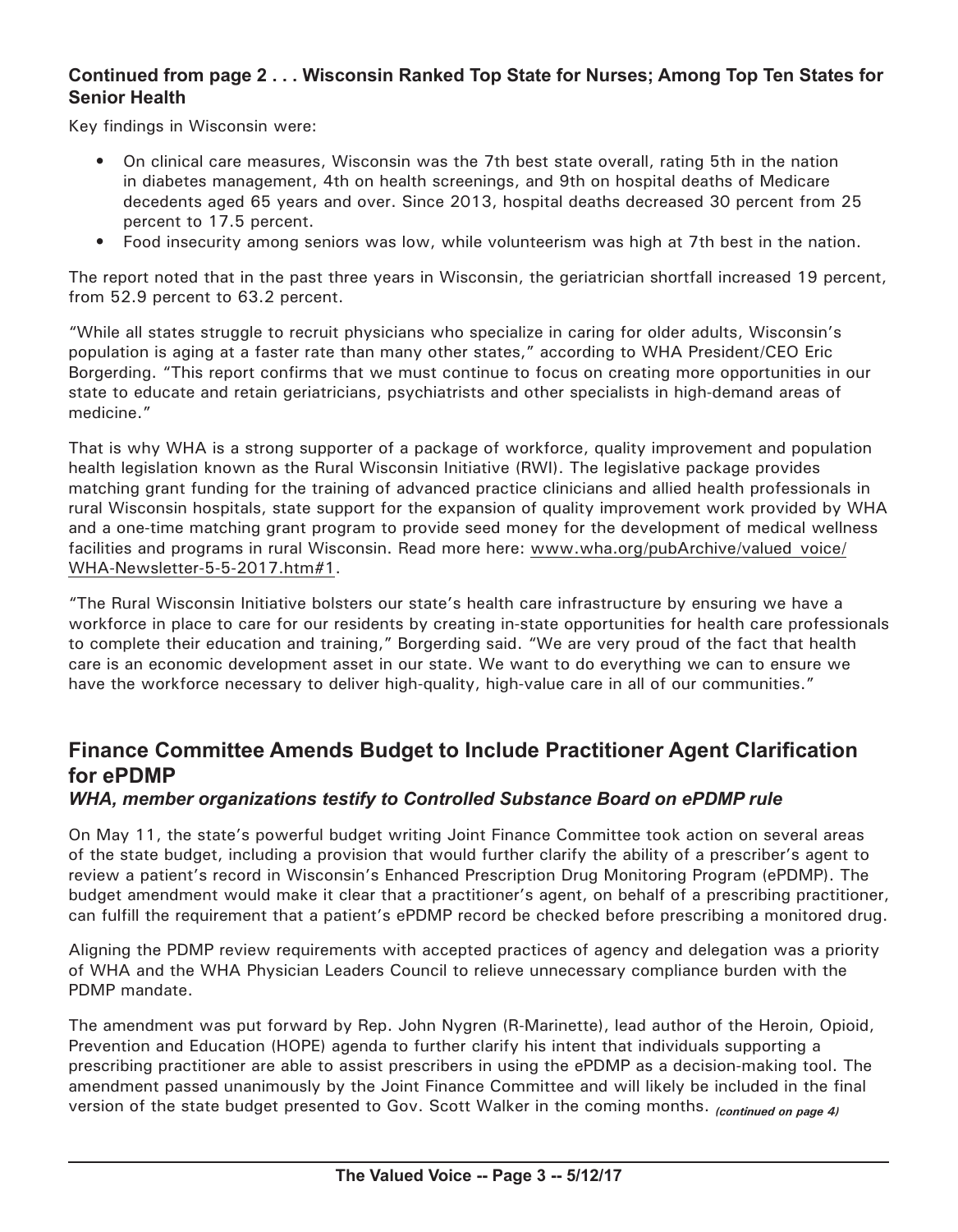### Continued from page 2 . . . Wisconsin Ranked Top State for Nurses; Among Top Ten States for Senior Health

Key findings in Wisconsin were:

- On clinical care measures, Wisconsin was the 7th best state overall, rating 5th in the nation in diabetes management, 4th on health screenings, and 9th on hospital deaths of Medicare decedents aged 65 years and over. Since 2013, hospital deaths decreased 30 percent from 25 percent to 17.5 percent.
- Food insecurity among seniors was low, while volunteerism was high at 7th best in the nation.

The report noted that in the past three years in Wisconsin, the geriatrician shortfall increased 19 percent, from 52.9 percent to 63.2 percent.

"While all states struggle to recruit physicians who specialize in caring for older adults, Wisconsin's population is aging at a faster rate than many other states," according to WHA President/CEO Eric Borgerding. "This report confirms that we must continue to focus on creating more opportunities in our state to educate and retain geriatricians, psychiatrists and other specialists in high-demand areas of medicine."

That is why WHA is a strong supporter of a package of workforce, quality improvement and population health legislation known as the Rural Wisconsin Initiative (RWI). The legislative package provides matching grant funding for the training of advanced practice clinicians and allied health professionals in rural Wisconsin hospitals, state support for the expansion of quality improvement work provided by WHA and a one-time matching grant program to provide seed money for the development of medical wellness facilities and programs in rural Wisconsin. Read more here: www.wha.org/pubArchive/valued_voice/WHA-Newsletter-5-5-2017.htm#1.

"The Rural Wisconsin Initiative bolsters our state's health care infrastructure by ensuring we have a workforce in place to care for our residents by creating in-state opportunities for health care professionals to complete their education and training," Borgerding said. "We are very proud of the fact that health care is an economic development asset in our state. We want to do everything we can to ensure we have the workforce necessary to deliver high-quality, high-value care in all of our communities."

## Finance Committee Amends Budget to Include Practitioner Agent Clarification for ePDMP

***WHA, member organizations testify to Controlled Substance Board on ePDMP rule***

On May 11, the state's powerful budget writing Joint Finance Committee took action on several areas of the state budget, including a provision that would further clarify the ability of a prescriber's agent to review a patient's record in Wisconsin's Enhanced Prescription Drug Monitoring Program (ePDMP). The budget amendment would make it clear that a practitioner's agent, on behalf of a prescribing practitioner, can fulfill the requirement that a patient's ePDMP record be checked before prescribing a monitored drug.

Aligning the PDMP review requirements with accepted practices of agency and delegation was a priority of WHA and the WHA Physician Leaders Council to relieve unnecessary compliance burden with the PDMP mandate.

The amendment was put forward by Rep. John Nygren (R-Marinette), lead author of the Heroin, Opioid, Prevention and Education (HOPE) agenda to further clarify his intent that individuals supporting a prescribing practitioner are able to assist prescribers in using the ePDMP as a decision-making tool. The amendment passed unanimously by the Joint Finance Committee and will likely be included in the final version of the state budget presented to Gov. Scott Walker in the coming months. *(continued on page 4)*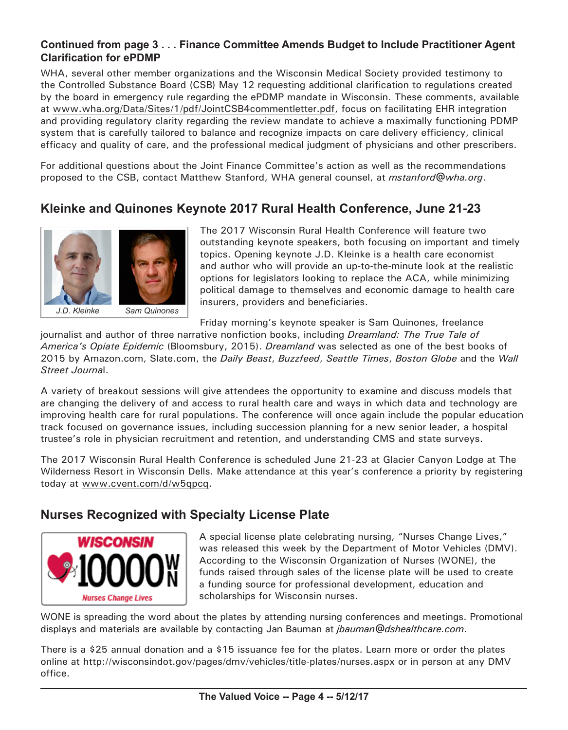**Continued from page 3 . . . Finance Committee Amends Budget to Include Practitioner Agent Clarification for ePDMP**

WHA, several other member organizations and the Wisconsin Medical Society provided testimony to the Controlled Substance Board (CSB) May 12 requesting additional clarification to regulations created by the board in emergency rule regarding the ePDMP mandate in Wisconsin. These comments, available at www.wha.org/Data/Sites/1/pdf/JointCSB4commentletter.pdf, focus on facilitating EHR integration and providing regulatory clarity regarding the review mandate to achieve a maximally functioning PDMP system that is carefully tailored to balance and recognize impacts on care delivery efficiency, clinical efficacy and quality of care, and the professional medical judgment of physicians and other prescribers.

For additional questions about the Joint Finance Committee's action as well as the recommendations proposed to the CSB, contact Matthew Stanford, WHA general counsel, at *mstanford@wha.org*.

## Kleinke and Quinones Keynote 2017 Rural Health Conference, June 21-23

*J.D. Kleinke* *Sam Quinones*

The 2017 Wisconsin Rural Health Conference will feature two outstanding keynote speakers, both focusing on important and timely topics. Opening keynote J.D. Kleinke is a health care economist and author who will provide an up-to-the-minute look at the realistic options for legislators looking to replace the ACA, while minimizing political damage to themselves and economic damage to health care insurers, providers and beneficiaries.

Friday morning's keynote speaker is Sam Quinones, freelance journalist and author of three narrative nonfiction books, including *Dreamland: The True Tale of America's Opiate Epidemic* (Bloomsbury, 2015). *Dreamland* was selected as one of the best books of 2015 by Amazon.com, Slate.com, the *Daily Beast*, *Buzzfeed*, *Seattle Times*, *Boston Globe* and the *Wall Street Journal*.

A variety of breakout sessions will give attendees the opportunity to examine and discuss models that are changing the delivery of and access to rural health care and ways in which data and technology are improving health care for rural populations. The conference will once again include the popular education track focused on governance issues, including succession planning for a new senior leader, a hospital trustee's role in physician recruitment and retention, and understanding CMS and state surveys.

The 2017 Wisconsin Rural Health Conference is scheduled June 21-23 at Glacier Canyon Lodge at The Wilderness Resort in Wisconsin Dells. Make attendance at this year's conference a priority by registering today at www.cvent.com/d/w5qpcq.

## Nurses Recognized with Specialty License Plate

A special license plate celebrating nursing, "Nurses Change Lives," was released this week by the Department of Motor Vehicles (DMV). According to the Wisconsin Organization of Nurses (WONE), the funds raised through sales of the license plate will be used to create a funding source for professional development, education and scholarships for Wisconsin nurses.

WONE is spreading the word about the plates by attending nursing conferences and meetings. Promotional displays and materials are available by contacting Jan Bauman at *jbauman@dshealthcare.com*.

There is a $25 annual donation and a $15 issuance fee for the plates. Learn more or order the plates online at http://wisconsindot.gov/pages/dmv/vehicles/title-plates/nurses.aspx or in person at any DMV office.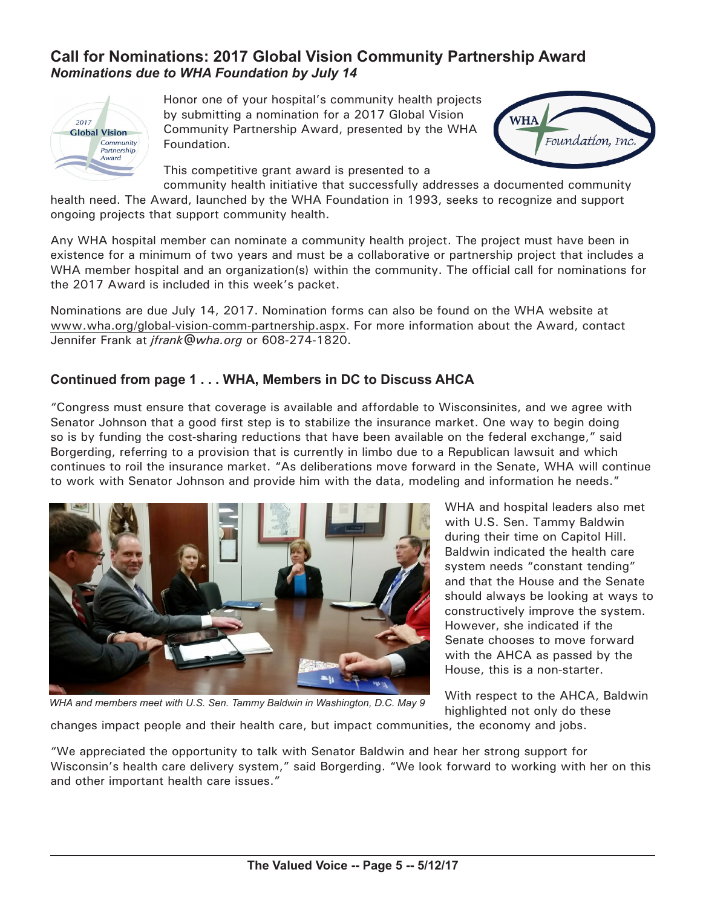## Call for Nominations: 2017 Global Vision Community Partnership Award

***Nominations due to WHA Foundation by July 14***

Honor one of your hospital's community health projects by submitting a nomination for a 2017 Global Vision Community Partnership Award, presented by the WHA Foundation.

This competitive grant award is presented to a community health initiative that successfully addresses a documented community health need. The Award, launched by the WHA Foundation in 1993, seeks to recognize and support ongoing projects that support community health.

Any WHA hospital member can nominate a community health project. The project must have been in existence for a minimum of two years and must be a collaborative or partnership project that includes a WHA member hospital and an organization(s) within the community. The official call for nominations for the 2017 Award is included in this week's packet.

Nominations are due July 14, 2017. Nomination forms can also be found on the WHA website at www.wha.org/global-vision-comm-partnership.aspx. For more information about the Award, contact Jennifer Frank at *jfrank@wha.org* or 608-274-1820.

### Continued from page 1 . . . WHA, Members in DC to Discuss AHCA

"Congress must ensure that coverage is available and affordable to Wisconsinites, and we agree with Senator Johnson that a good first step is to stabilize the insurance market. One way to begin doing so is by funding the cost-sharing reductions that have been available on the federal exchange," said Borgerding, referring to a provision that is currently in limbo due to a Republican lawsuit and which continues to roil the insurance market. "As deliberations move forward in the Senate, WHA will continue to work with Senator Johnson and provide him with the data, modeling and information he needs."

*WHA and members meet with U.S. Sen. Tammy Baldwin in Washington, D.C. May 9*

WHA and hospital leaders also met with U.S. Sen. Tammy Baldwin during their time on Capitol Hill. Baldwin indicated the health care system needs "constant tending" and that the House and the Senate should always be looking at ways to constructively improve the system. However, she indicated if the Senate chooses to move forward with the AHCA as passed by the House, this is a non-starter.

With respect to the AHCA, Baldwin highlighted not only do these changes impact people and their health care, but impact communities, the economy and jobs.

"We appreciated the opportunity to talk with Senator Baldwin and hear her strong support for Wisconsin's health care delivery system," said Borgerding. "We look forward to working with her on this and other important health care issues."